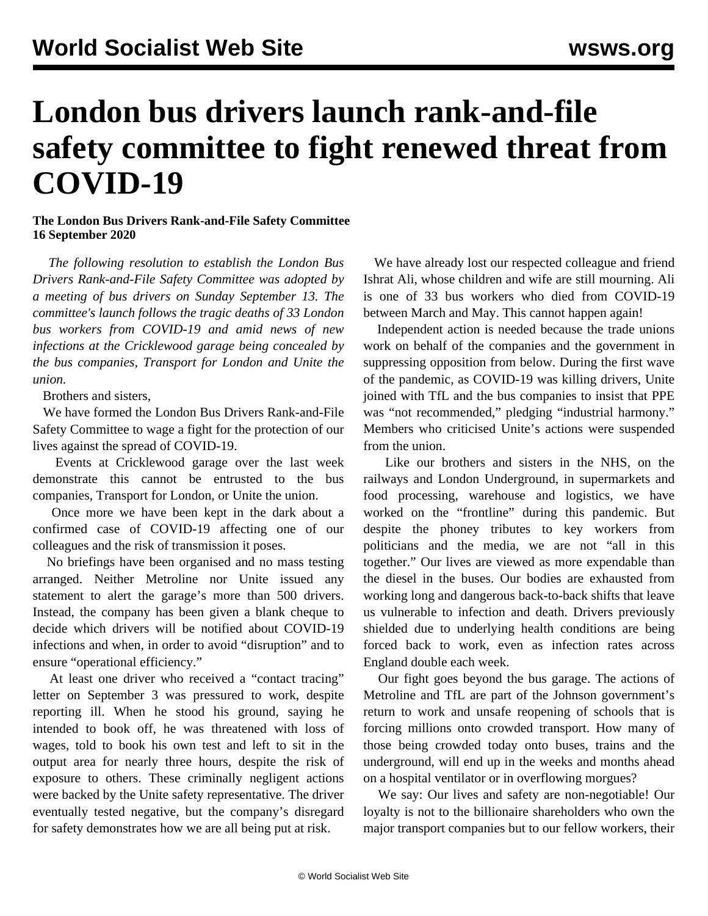# London bus drivers launch rank-and-file safety committee to fight renewed threat from COVID-19

**The London Bus Drivers Rank-and-File Safety Committee**
**16 September 2020**

*The following resolution to establish the London Bus Drivers Rank-and-File Safety Committee was adopted by a meeting of bus drivers on Sunday September 13. The committee's launch follows the tragic deaths of 33 London bus workers from COVID-19 and amid news of new infections at the Cricklewood garage being concealed by the bus companies, Transport for London and Unite the union.*

Brothers and sisters,

We have formed the London Bus Drivers Rank-and-File Safety Committee to wage a fight for the protection of our lives against the spread of COVID-19.

Events at Cricklewood garage over the last week demonstrate this cannot be entrusted to the bus companies, Transport for London, or Unite the union.

Once more we have been kept in the dark about a confirmed case of COVID-19 affecting one of our colleagues and the risk of transmission it poses.

No briefings have been organised and no mass testing arranged. Neither Metroline nor Unite issued any statement to alert the garage's more than 500 drivers. Instead, the company has been given a blank cheque to decide which drivers will be notified about COVID-19 infections and when, in order to avoid "disruption" and to ensure "operational efficiency."

At least one driver who received a "contact tracing" letter on September 3 was pressured to work, despite reporting ill. When he stood his ground, saying he intended to book off, he was threatened with loss of wages, told to book his own test and left to sit in the output area for nearly three hours, despite the risk of exposure to others. These criminally negligent actions were backed by the Unite safety representative. The driver eventually tested negative, but the company's disregard for safety demonstrates how we are all being put at risk.

We have already lost our respected colleague and friend Ishrat Ali, whose children and wife are still mourning. Ali is one of 33 bus workers who died from COVID-19 between March and May. This cannot happen again!

Independent action is needed because the trade unions work on behalf of the companies and the government in suppressing opposition from below. During the first wave of the pandemic, as COVID-19 was killing drivers, Unite joined with TfL and the bus companies to insist that PPE was "not recommended," pledging "industrial harmony." Members who criticised Unite's actions were suspended from the union.

Like our brothers and sisters in the NHS, on the railways and London Underground, in supermarkets and food processing, warehouse and logistics, we have worked on the "frontline" during this pandemic. But despite the phoney tributes to key workers from politicians and the media, we are not "all in this together." Our lives are viewed as more expendable than the diesel in the buses. Our bodies are exhausted from working long and dangerous back-to-back shifts that leave us vulnerable to infection and death. Drivers previously shielded due to underlying health conditions are being forced back to work, even as infection rates across England double each week.

Our fight goes beyond the bus garage. The actions of Metroline and TfL are part of the Johnson government's return to work and unsafe reopening of schools that is forcing millions onto crowded transport. How many of those being crowded today onto buses, trains and the underground, will end up in the weeks and months ahead on a hospital ventilator or in overflowing morgues?

We say: Our lives and safety are non-negotiable! Our loyalty is not to the billionaire shareholders who own the major transport companies but to our fellow workers, their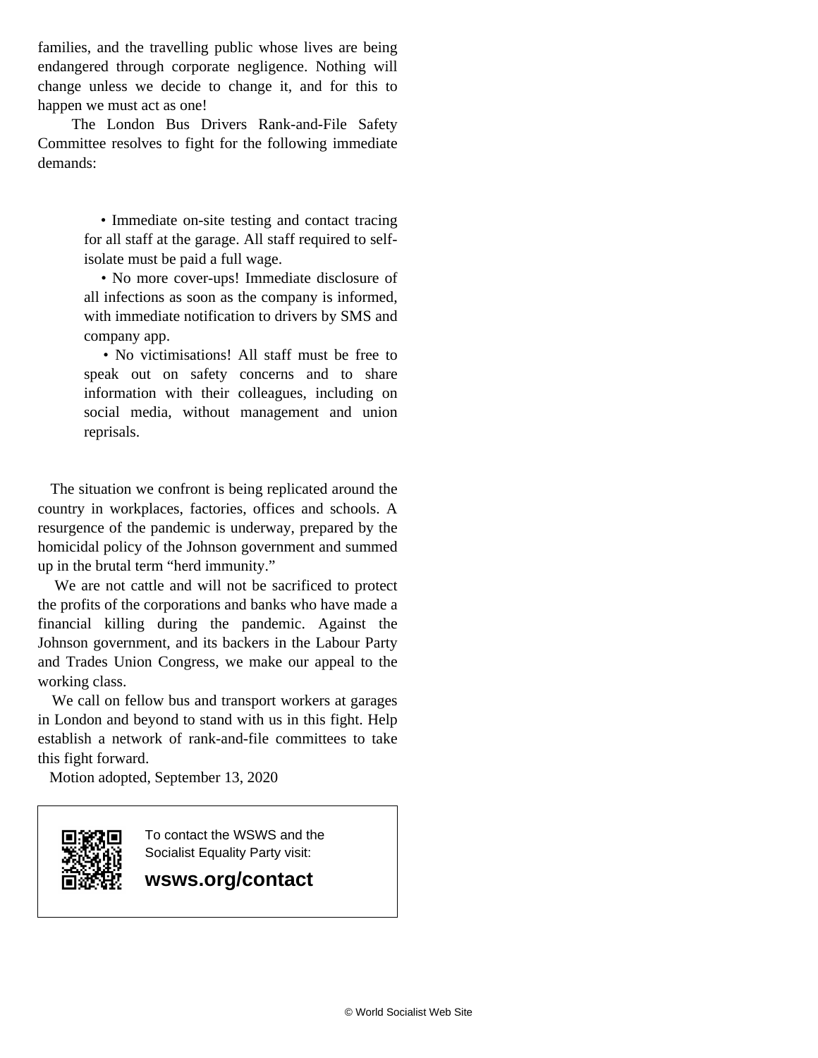families, and the travelling public whose lives are being endangered through corporate negligence. Nothing will change unless we decide to change it, and for this to happen we must act as one!

The London Bus Drivers Rank-and-File Safety Committee resolves to fight for the following immediate demands:

- Immediate on-site testing and contact tracing for all staff at the garage. All staff required to self-isolate must be paid a full wage.
- No more cover-ups! Immediate disclosure of all infections as soon as the company is informed, with immediate notification to drivers by SMS and company app.
- No victimisations! All staff must be free to speak out on safety concerns and to share information with their colleagues, including on social media, without management and union reprisals.

The situation we confront is being replicated around the country in workplaces, factories, offices and schools. A resurgence of the pandemic is underway, prepared by the homicidal policy of the Johnson government and summed up in the brutal term "herd immunity."

We are not cattle and will not be sacrificed to protect the profits of the corporations and banks who have made a financial killing during the pandemic. Against the Johnson government, and its backers in the Labour Party and Trades Union Congress, we make our appeal to the working class.

We call on fellow bus and transport workers at garages in London and beyond to stand with us in this fight. Help establish a network of rank-and-file committees to take this fight forward.

Motion adopted, September 13, 2020

To contact the WSWS and the Socialist Equality Party visit:

**wsws.org/contact**